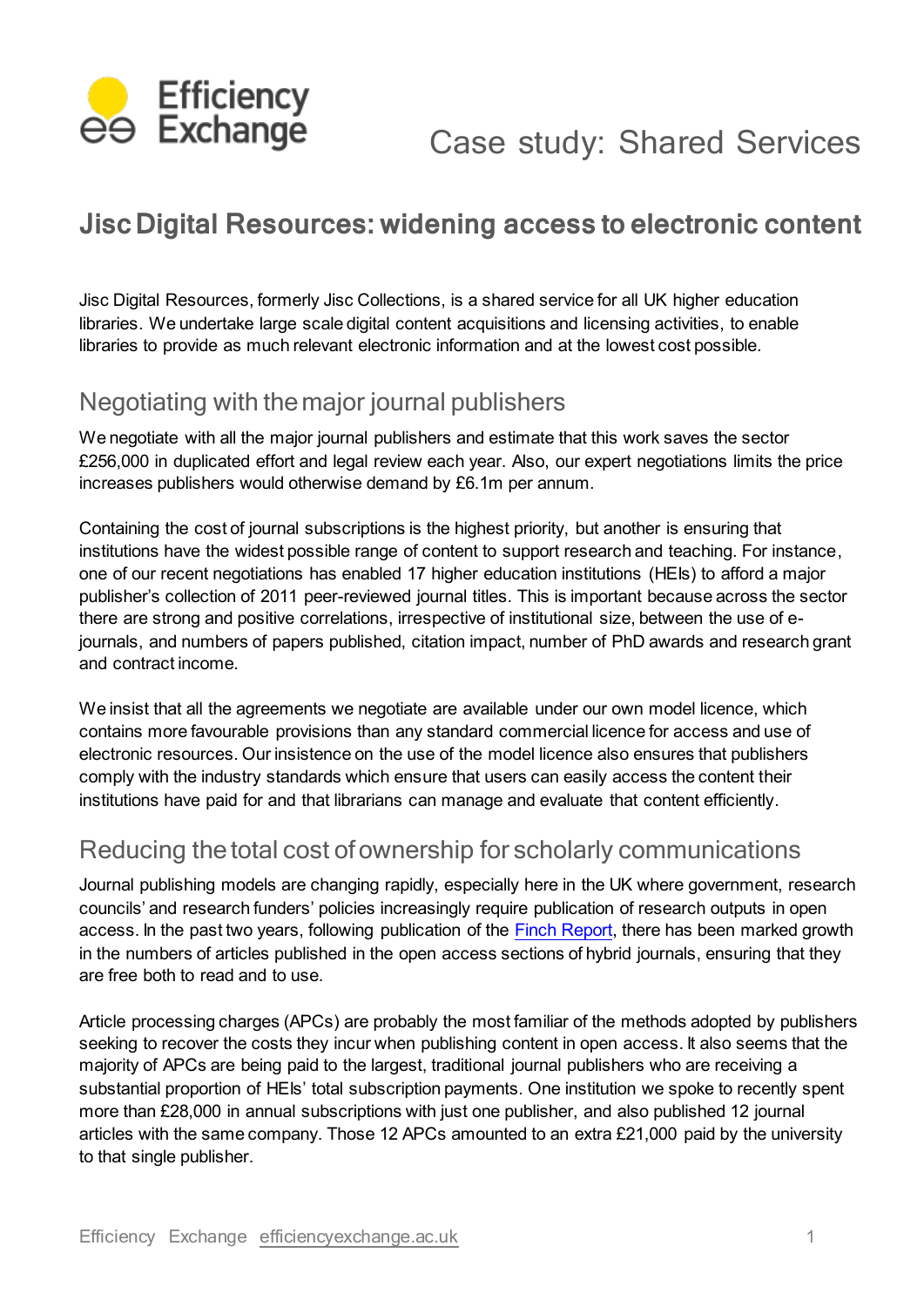# Case study: Shared Services

## Jisc Digital Resources: widening access to electronic content

Jisc Digital Resources, formerly Jisc Collections, is a shared service for all UK higher education libraries. We undertake large scale digital content acquisitions and licensing activities, to enable libraries to provide as much relevant electronic information and at the lowest cost possible.

### Negotiating with the major journal publishers

We negotiate with all the major journal publishers and estimate that this work saves the sector £256,000 in duplicated effort and legal review each year. Also, our expert negotiations limits the price increases publishers would otherwise demand by £6.1m per annum.

Containing the cost of journal subscriptions is the highest priority, but another is ensuring that institutions have the widest possible range of content to support research and teaching. For instance, one of our recent negotiations has enabled 17 higher education institutions (HEIs) to afford a major publisher's collection of 2011 peer-reviewed journal titles. This is important because across the sector there are strong and positive correlations, irrespective of institutional size, between the use of e-journals, and numbers of papers published, citation impact, number of PhD awards and research grant and contract income.

We insist that all the agreements we negotiate are available under our own model licence, which contains more favourable provisions than any standard commercial licence for access and use of electronic resources. Our insistence on the use of the model licence also ensures that publishers comply with the industry standards which ensure that users can easily access the content their institutions have paid for and that librarians can manage and evaluate that content efficiently.

### Reducing the total cost of ownership for scholarly communications

Journal publishing models are changing rapidly, especially here in the UK where government, research councils' and research funders' policies increasingly require publication of research outputs in open access. In the past two years, following publication of the Finch Report, there has been marked growth in the numbers of articles published in the open access sections of hybrid journals, ensuring that they are free both to read and to use.

Article processing charges (APCs) are probably the most familiar of the methods adopted by publishers seeking to recover the costs they incur when publishing content in open access. It also seems that the majority of APCs are being paid to the largest, traditional journal publishers who are receiving a substantial proportion of HEIs' total subscription payments. One institution we spoke to recently spent more than £28,000 in annual subscriptions with just one publisher, and also published 12 journal articles with the same company. Those 12 APCs amounted to an extra £21,000 paid by the university to that single publisher.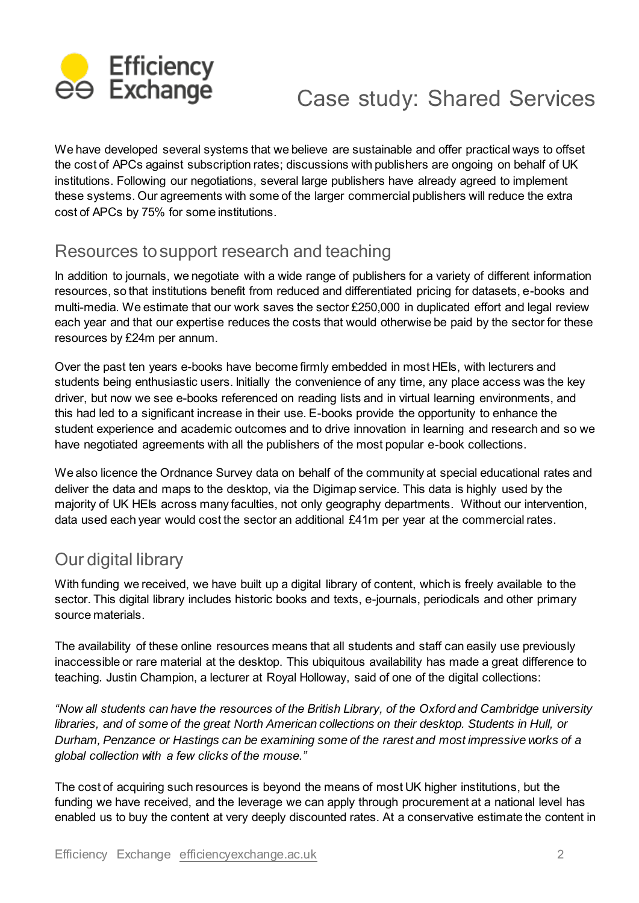# Case study: Shared Services

We have developed several systems that we believe are sustainable and offer practical ways to offset the cost of APCs against subscription rates; discussions with publishers are ongoing on behalf of UK institutions. Following our negotiations, several large publishers have already agreed to implement these systems. Our agreements with some of the larger commercial publishers will reduce the extra cost of APCs by 75% for some institutions.

## Resources to support research and teaching

In addition to journals, we negotiate with a wide range of publishers for a variety of different information resources, so that institutions benefit from reduced and differentiated pricing for datasets, e-books and multi-media. We estimate that our work saves the sector £250,000 in duplicated effort and legal review each year and that our expertise reduces the costs that would otherwise be paid by the sector for these resources by £24m per annum.

Over the past ten years e-books have become firmly embedded in most HEIs, with lecturers and students being enthusiastic users. Initially the convenience of any time, any place access was the key driver, but now we see e-books referenced on reading lists and in virtual learning environments, and this had led to a significant increase in their use. E-books provide the opportunity to enhance the student experience and academic outcomes and to drive innovation in learning and research and so we have negotiated agreements with all the publishers of the most popular e-book collections.

We also licence the Ordnance Survey data on behalf of the community at special educational rates and deliver the data and maps to the desktop, via the Digimap service. This data is highly used by the majority of UK HEIs across many faculties, not only geography departments. Without our intervention, data used each year would cost the sector an additional £41m per year at the commercial rates.

## Our digital library

With funding we received, we have built up a digital library of content, which is freely available to the sector. This digital library includes historic books and texts, e-journals, periodicals and other primary source materials.

The availability of these online resources means that all students and staff can easily use previously inaccessible or rare material at the desktop. This ubiquitous availability has made a great difference to teaching. Justin Champion, a lecturer at Royal Holloway, said of one of the digital collections:

*"Now all students can have the resources of the British Library, of the Oxford and Cambridge university libraries, and of some of the great North American collections on their desktop. Students in Hull, or Durham, Penzance or Hastings can be examining some of the rarest and most impressive works of a global collection with a few clicks of the mouse."*

The cost of acquiring such resources is beyond the means of most UK higher institutions, but the funding we have received, and the leverage we can apply through procurement at a national level has enabled us to buy the content at very deeply discounted rates. At a conservative estimate the content in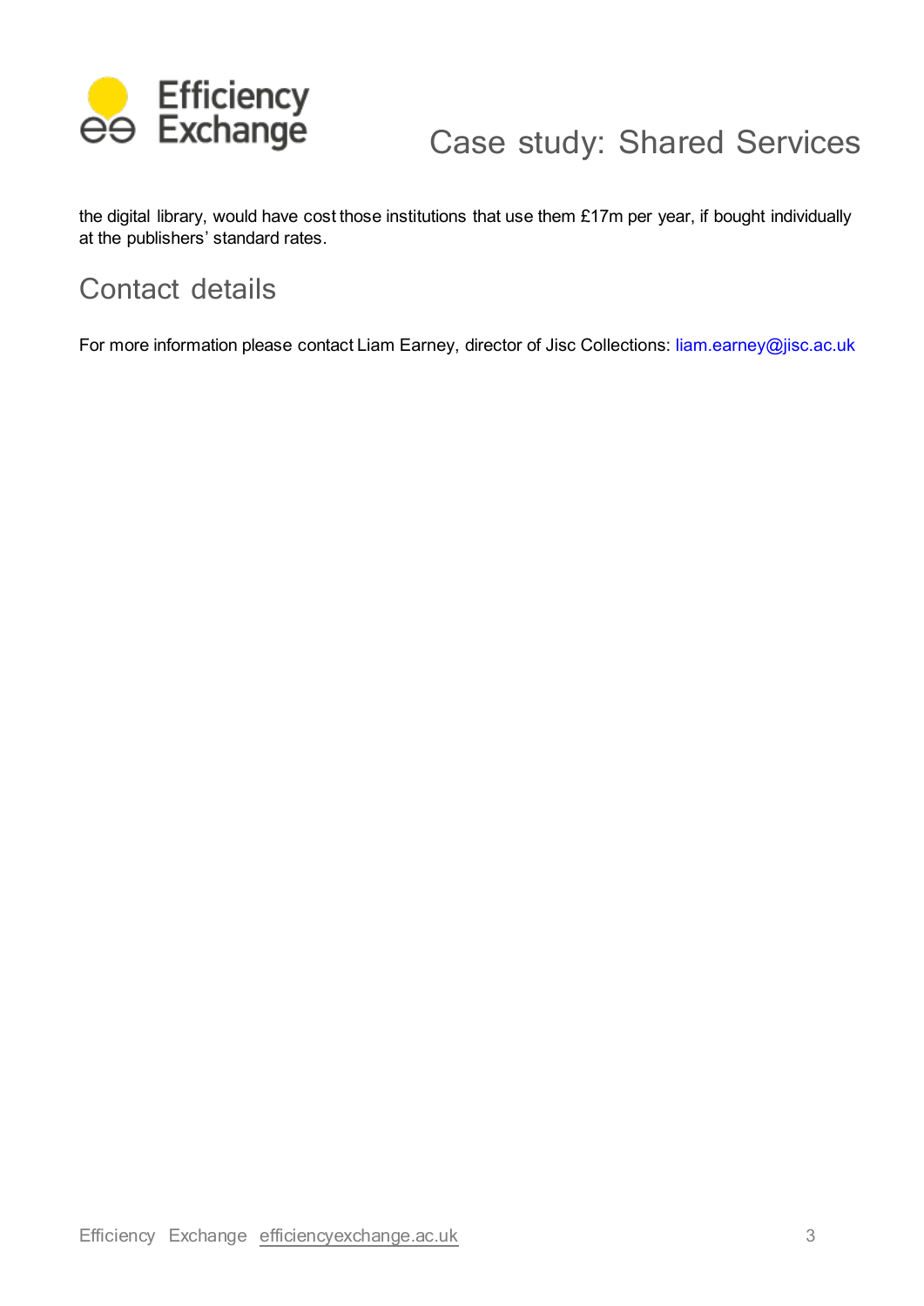the digital library, would have cost those institutions that use them £17m per year, if bought individually at the publishers' standard rates.

## Contact details

For more information please contact Liam Earney, director of Jisc Collections: liam.earney@jisc.ac.uk